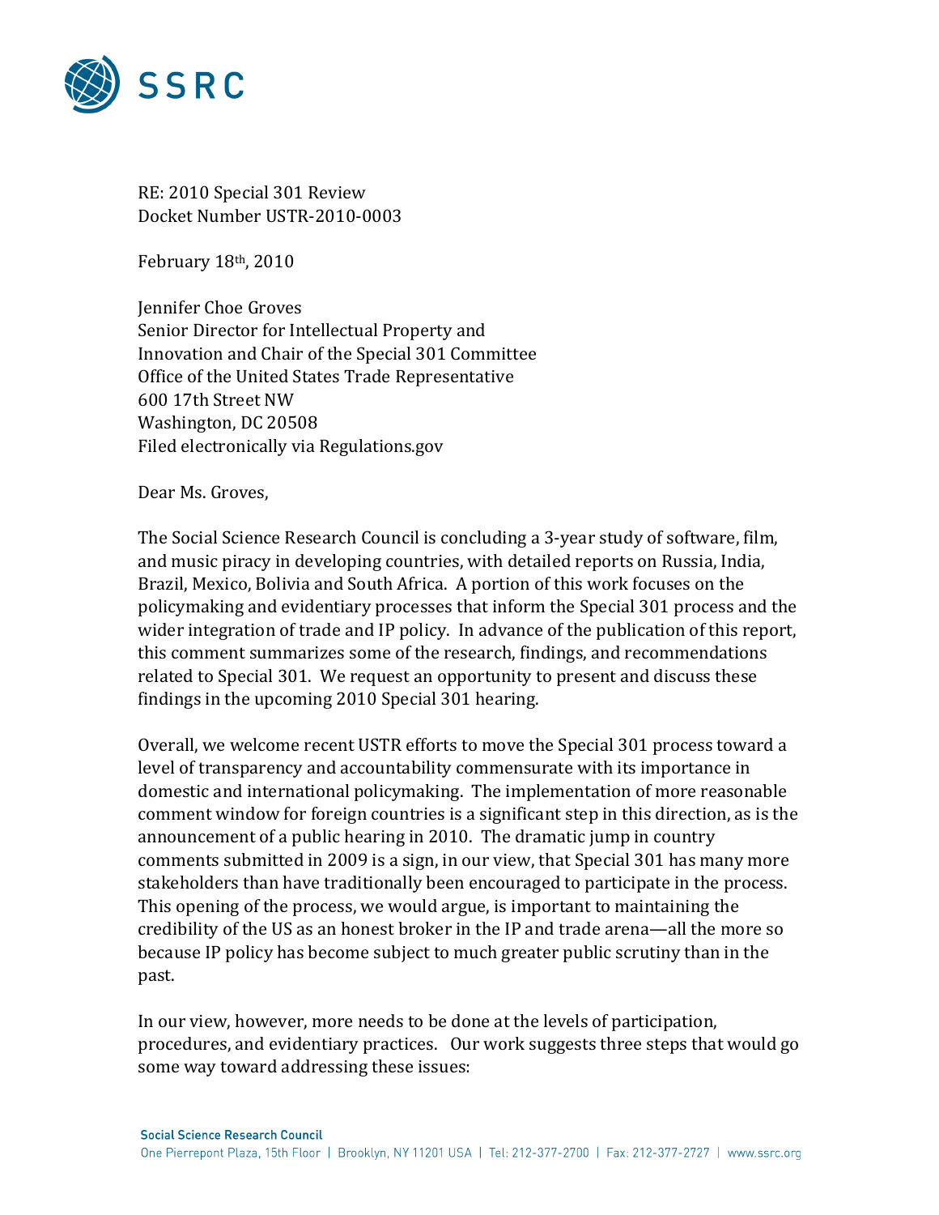SSRC

RE: 2010 Special 301 Review
Docket Number USTR-2010-0003

February 18th, 2010

Jennifer Choe Groves
Senior Director for Intellectual Property and
Innovation and Chair of the Special 301 Committee
Office of the United States Trade Representative
600 17th Street NW
Washington, DC 20508
Filed electronically via Regulations.gov

Dear Ms. Groves,

The Social Science Research Council is concluding a 3-year study of software, film, and music piracy in developing countries, with detailed reports on Russia, India, Brazil, Mexico, Bolivia and South Africa. A portion of this work focuses on the policymaking and evidentiary processes that inform the Special 301 process and the wider integration of trade and IP policy. In advance of the publication of this report, this comment summarizes some of the research, findings, and recommendations related to Special 301. We request an opportunity to present and discuss these findings in the upcoming 2010 Special 301 hearing.

Overall, we welcome recent USTR efforts to move the Special 301 process toward a level of transparency and accountability commensurate with its importance in domestic and international policymaking. The implementation of more reasonable comment window for foreign countries is a significant step in this direction, as is the announcement of a public hearing in 2010. The dramatic jump in country comments submitted in 2009 is a sign, in our view, that Special 301 has many more stakeholders than have traditionally been encouraged to participate in the process. This opening of the process, we would argue, is important to maintaining the credibility of the US as an honest broker in the IP and trade arena—all the more so because IP policy has become subject to much greater public scrutiny than in the past.

In our view, however, more needs to be done at the levels of participation, procedures, and evidentiary practices. Our work suggests three steps that would go some way toward addressing these issues:

Social Science Research Council
One Pierrepont Plaza, 15th Floor | Brooklyn, NY 11201 USA | Tel: 212-377-2700 | Fax: 212-377-2727 | www.ssrc.org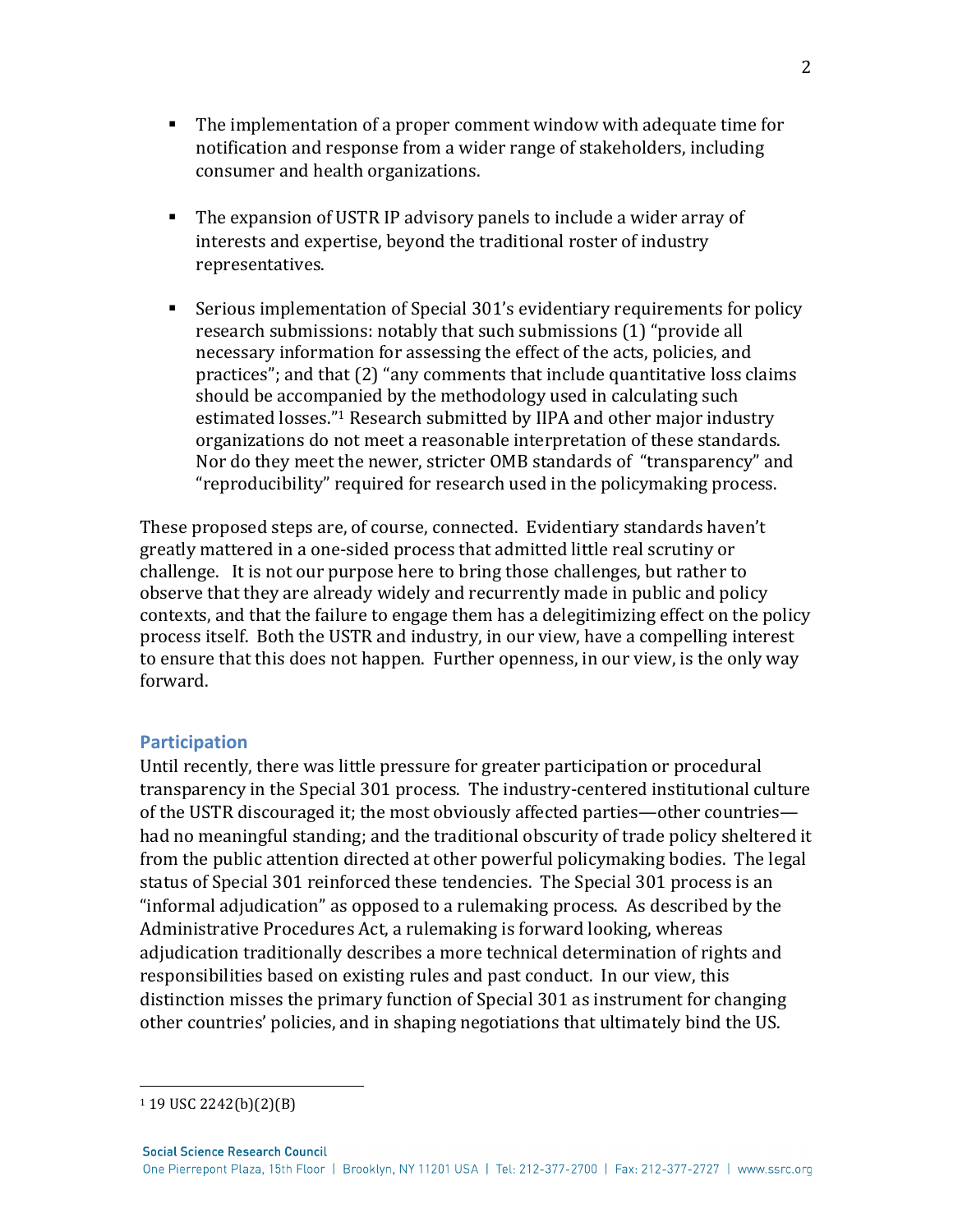- The implementation of a proper comment window with adequate time for notification and response from a wider range of stakeholders, including consumer and health organizations.

- The expansion of USTR IP advisory panels to include a wider array of interests and expertise, beyond the traditional roster of industry representatives.

- Serious implementation of Special 301's evidentiary requirements for policy research submissions: notably that such submissions (1) "provide all necessary information for assessing the effect of the acts, policies, and practices"; and that (2) "any comments that include quantitative loss claims should be accompanied by the methodology used in calculating such estimated losses."[1] Research submitted by IIPA and other major industry organizations do not meet a reasonable interpretation of these standards. Nor do they meet the newer, stricter OMB standards of "transparency" and "reproducibility" required for research used in the policymaking process.

These proposed steps are, of course, connected. Evidentiary standards haven't greatly mattered in a one-sided process that admitted little real scrutiny or challenge. It is not our purpose here to bring those challenges, but rather to observe that they are already widely and recurrently made in public and policy contexts, and that the failure to engage them has a delegitimizing effect on the policy process itself. Both the USTR and industry, in our view, have a compelling interest to ensure that this does not happen. Further openness, in our view, is the only way forward.

## Participation

Until recently, there was little pressure for greater participation or procedural transparency in the Special 301 process. The industry-centered institutional culture of the USTR discouraged it; the most obviously affected parties—other countries—had no meaningful standing; and the traditional obscurity of trade policy sheltered it from the public attention directed at other powerful policymaking bodies. The legal status of Special 301 reinforced these tendencies. The Special 301 process is an "informal adjudication" as opposed to a rulemaking process. As described by the Administrative Procedures Act, a rulemaking is forward looking, whereas adjudication traditionally describes a more technical determination of rights and responsibilities based on existing rules and past conduct. In our view, this distinction misses the primary function of Special 301 as instrument for changing other countries' policies, and in shaping negotiations that ultimately bind the US.

---

[1] 19 USC 2242(b)(2)(B)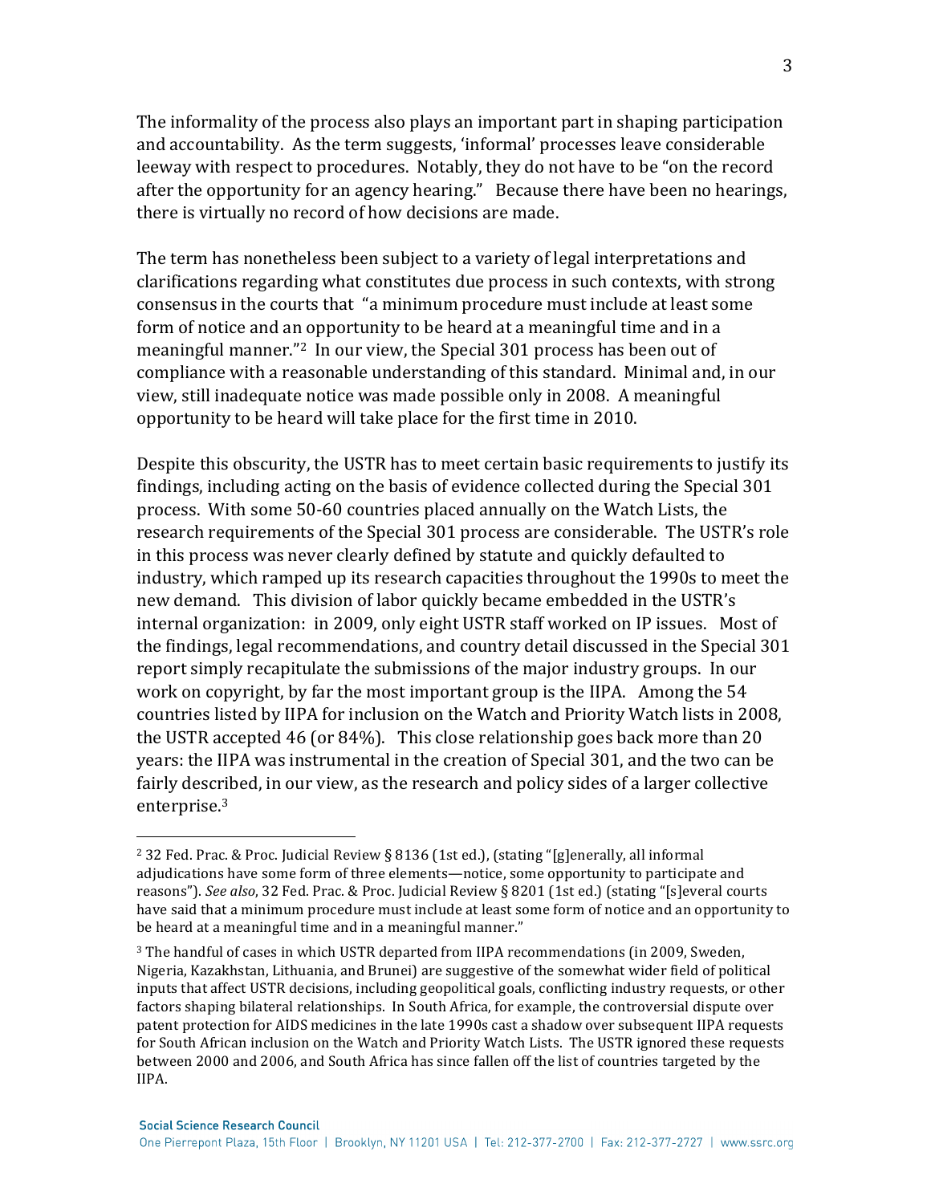The informality of the process also plays an important part in shaping participation and accountability. As the term suggests, 'informal' processes leave considerable leeway with respect to procedures. Notably, they do not have to be "on the record after the opportunity for an agency hearing." Because there have been no hearings, there is virtually no record of how decisions are made.

The term has nonetheless been subject to a variety of legal interpretations and clarifications regarding what constitutes due process in such contexts, with strong consensus in the courts that "a minimum procedure must include at least some form of notice and an opportunity to be heard at a meaningful time and in a meaningful manner."[2] In our view, the Special 301 process has been out of compliance with a reasonable understanding of this standard. Minimal and, in our view, still inadequate notice was made possible only in 2008. A meaningful opportunity to be heard will take place for the first time in 2010.

Despite this obscurity, the USTR has to meet certain basic requirements to justify its findings, including acting on the basis of evidence collected during the Special 301 process. With some 50-60 countries placed annually on the Watch Lists, the research requirements of the Special 301 process are considerable. The USTR's role in this process was never clearly defined by statute and quickly defaulted to industry, which ramped up its research capacities throughout the 1990s to meet the new demand. This division of labor quickly became embedded in the USTR's internal organization: in 2009, only eight USTR staff worked on IP issues. Most of the findings, legal recommendations, and country detail discussed in the Special 301 report simply recapitulate the submissions of the major industry groups. In our work on copyright, by far the most important group is the IIPA. Among the 54 countries listed by IIPA for inclusion on the Watch and Priority Watch lists in 2008, the USTR accepted 46 (or 84%). This close relationship goes back more than 20 years: the IIPA was instrumental in the creation of Special 301, and the two can be fairly described, in our view, as the research and policy sides of a larger collective enterprise.[3]

---

[2] 32 Fed. Prac. & Proc. Judicial Review § 8136 (1st ed.), (stating "[g]enerally, all informal adjudications have some form of three elements—notice, some opportunity to participate and reasons"). *See also*, 32 Fed. Prac. & Proc. Judicial Review § 8201 (1st ed.) (stating "[s]everal courts have said that a minimum procedure must include at least some form of notice and an opportunity to be heard at a meaningful time and in a meaningful manner."

[3] The handful of cases in which USTR departed from IIPA recommendations (in 2009, Sweden, Nigeria, Kazakhstan, Lithuania, and Brunei) are suggestive of the somewhat wider field of political inputs that affect USTR decisions, including geopolitical goals, conflicting industry requests, or other factors shaping bilateral relationships. In South Africa, for example, the controversial dispute over patent protection for AIDS medicines in the late 1990s cast a shadow over subsequent IIPA requests for South African inclusion on the Watch and Priority Watch Lists. The USTR ignored these requests between 2000 and 2006, and South Africa has since fallen off the list of countries targeted by the IIPA.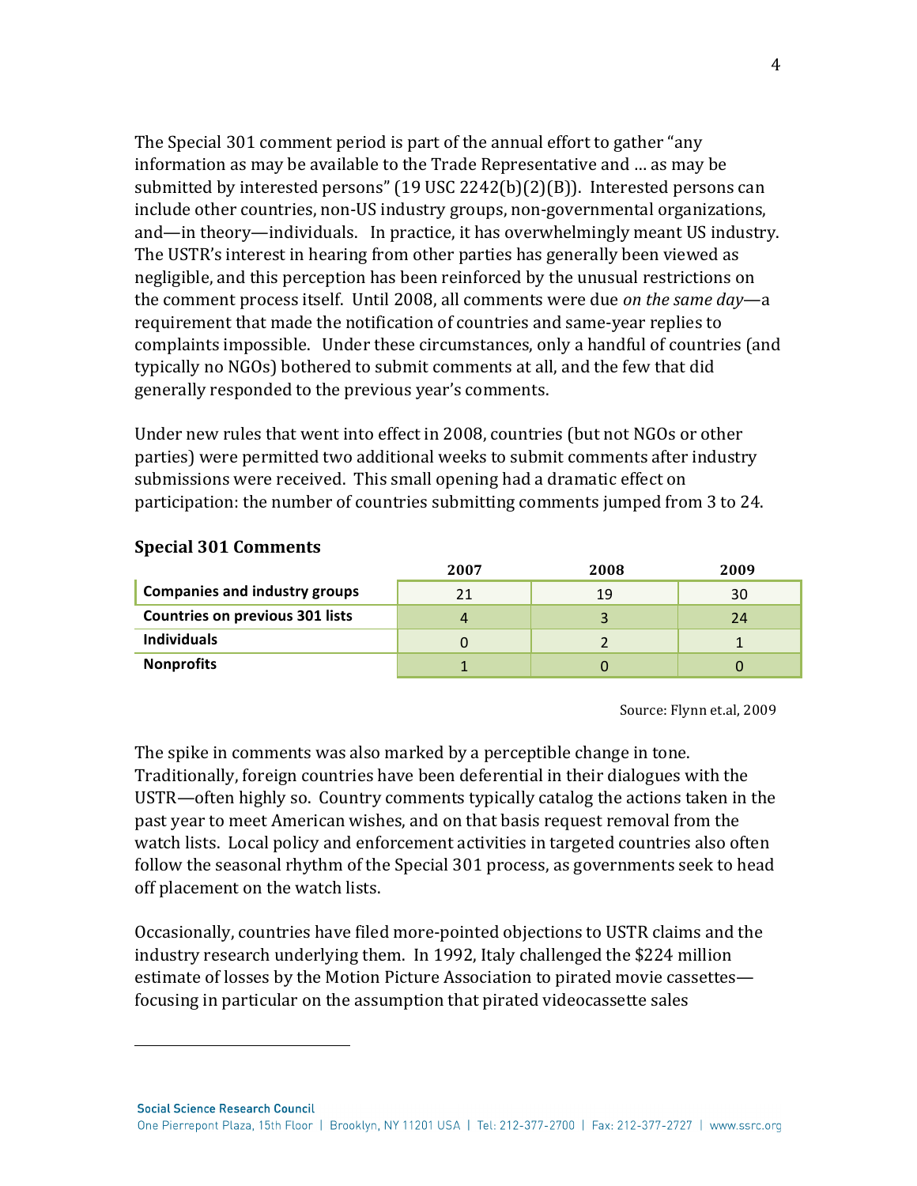The Special 301 comment period is part of the annual effort to gather "any information as may be available to the Trade Representative and … as may be submitted by interested persons" (19 USC 2242(b)(2)(B)). Interested persons can include other countries, non-US industry groups, non-governmental organizations, and—in theory—individuals. In practice, it has overwhelmingly meant US industry. The USTR's interest in hearing from other parties has generally been viewed as negligible, and this perception has been reinforced by the unusual restrictions on the comment process itself. Until 2008, all comments were due *on the same day*—a requirement that made the notification of countries and same-year replies to complaints impossible. Under these circumstances, only a handful of countries (and typically no NGOs) bothered to submit comments at all, and the few that did generally responded to the previous year's comments.

Under new rules that went into effect in 2008, countries (but not NGOs or other parties) were permitted two additional weeks to submit comments after industry submissions were received. This small opening had a dramatic effect on participation: the number of countries submitting comments jumped from 3 to 24.

**Special 301 Comments**

| | 2007 | 2008 | 2009 |
|---|---|---|---|
| **Companies and industry groups** | 21 | 19 | 30 |
| **Countries on previous 301 lists** | 4 | 3 | 24 |
| **Individuals** | 0 | 2 | 1 |
| **Nonprofits** | 1 | 0 | 0 |

Source: Flynn et.al, 2009

The spike in comments was also marked by a perceptible change in tone. Traditionally, foreign countries have been deferential in their dialogues with the USTR—often highly so. Country comments typically catalog the actions taken in the past year to meet American wishes, and on that basis request removal from the watch lists. Local policy and enforcement activities in targeted countries also often follow the seasonal rhythm of the Special 301 process, as governments seek to head off placement on the watch lists.

Occasionally, countries have filed more-pointed objections to USTR claims and the industry research underlying them. In 1992, Italy challenged the $224 million estimate of losses by the Motion Picture Association to pirated movie cassettes—focusing in particular on the assumption that pirated videocassette sales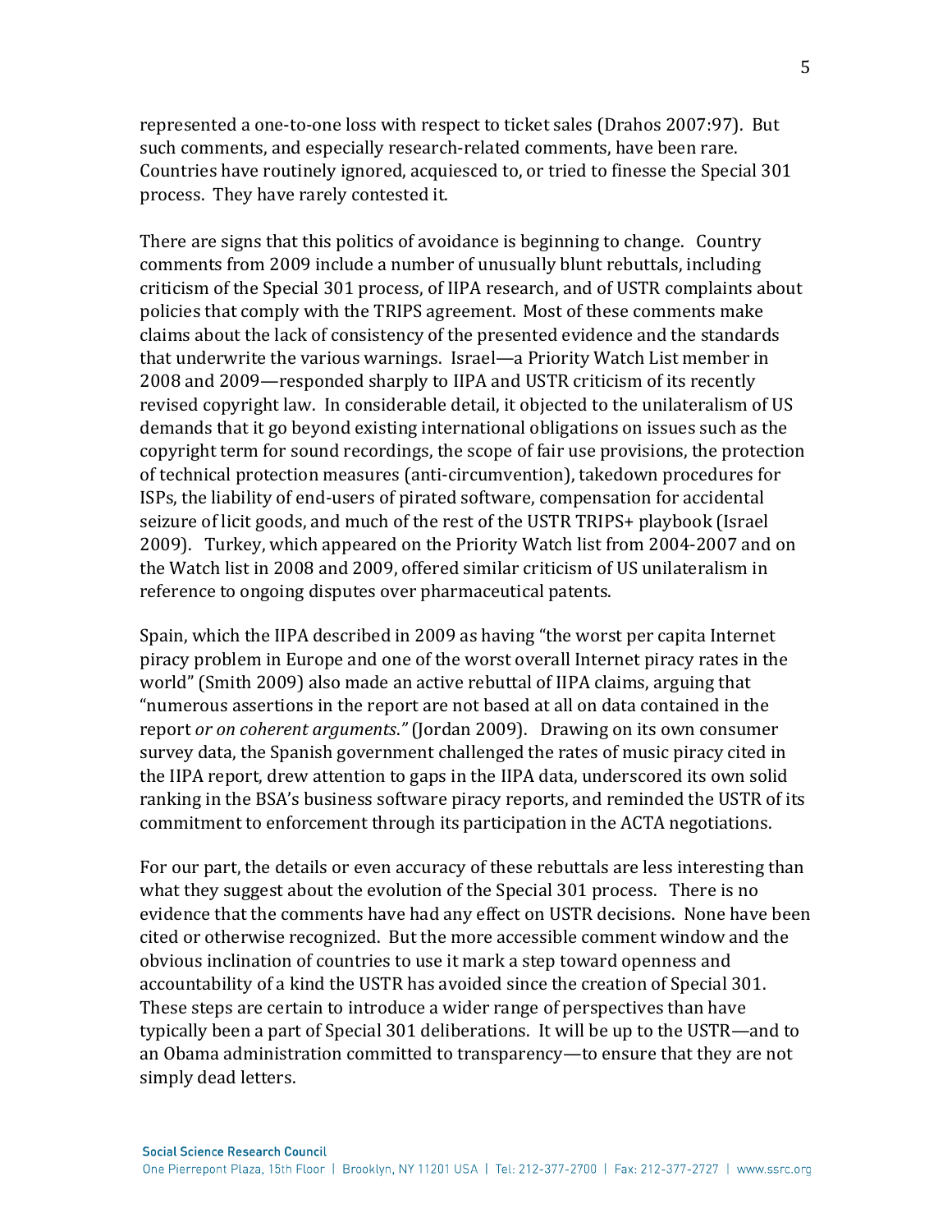represented a one-to-one loss with respect to ticket sales (Drahos 2007:97). But such comments, and especially research-related comments, have been rare. Countries have routinely ignored, acquiesced to, or tried to finesse the Special 301 process. They have rarely contested it.

There are signs that this politics of avoidance is beginning to change. Country comments from 2009 include a number of unusually blunt rebuttals, including criticism of the Special 301 process, of IIPA research, and of USTR complaints about policies that comply with the TRIPS agreement. Most of these comments make claims about the lack of consistency of the presented evidence and the standards that underwrite the various warnings. Israel—a Priority Watch List member in 2008 and 2009—responded sharply to IIPA and USTR criticism of its recently revised copyright law. In considerable detail, it objected to the unilateralism of US demands that it go beyond existing international obligations on issues such as the copyright term for sound recordings, the scope of fair use provisions, the protection of technical protection measures (anti-circumvention), takedown procedures for ISPs, the liability of end-users of pirated software, compensation for accidental seizure of licit goods, and much of the rest of the USTR TRIPS+ playbook (Israel 2009). Turkey, which appeared on the Priority Watch list from 2004-2007 and on the Watch list in 2008 and 2009, offered similar criticism of US unilateralism in reference to ongoing disputes over pharmaceutical patents.

Spain, which the IIPA described in 2009 as having "the worst per capita Internet piracy problem in Europe and one of the worst overall Internet piracy rates in the world" (Smith 2009) also made an active rebuttal of IIPA claims, arguing that "numerous assertions in the report are not based at all on data contained in the report *or on coherent arguments*." (Jordan 2009). Drawing on its own consumer survey data, the Spanish government challenged the rates of music piracy cited in the IIPA report, drew attention to gaps in the IIPA data, underscored its own solid ranking in the BSA's business software piracy reports, and reminded the USTR of its commitment to enforcement through its participation in the ACTA negotiations.

For our part, the details or even accuracy of these rebuttals are less interesting than what they suggest about the evolution of the Special 301 process. There is no evidence that the comments have had any effect on USTR decisions. None have been cited or otherwise recognized. But the more accessible comment window and the obvious inclination of countries to use it mark a step toward openness and accountability of a kind the USTR has avoided since the creation of Special 301. These steps are certain to introduce a wider range of perspectives than have typically been a part of Special 301 deliberations. It will be up to the USTR—and to an Obama administration committed to transparency—to ensure that they are not simply dead letters.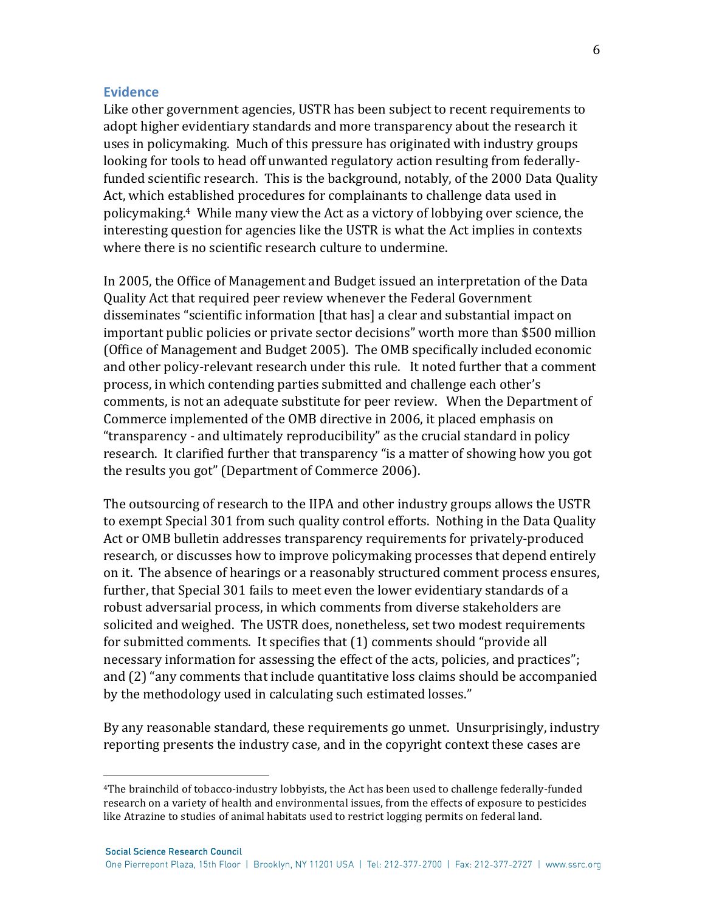## Evidence

Like other government agencies, USTR has been subject to recent requirements to adopt higher evidentiary standards and more transparency about the research it uses in policymaking. Much of this pressure has originated with industry groups looking for tools to head off unwanted regulatory action resulting from federally-funded scientific research. This is the background, notably, of the 2000 Data Quality Act, which established procedures for complainants to challenge data used in policymaking.[4] While many view the Act as a victory of lobbying over science, the interesting question for agencies like the USTR is what the Act implies in contexts where there is no scientific research culture to undermine.

In 2005, the Office of Management and Budget issued an interpretation of the Data Quality Act that required peer review whenever the Federal Government disseminates "scientific information [that has] a clear and substantial impact on important public policies or private sector decisions" worth more than $500 million (Office of Management and Budget 2005). The OMB specifically included economic and other policy-relevant research under this rule. It noted further that a comment process, in which contending parties submitted and challenge each other's comments, is not an adequate substitute for peer review. When the Department of Commerce implemented of the OMB directive in 2006, it placed emphasis on "transparency - and ultimately reproducibility" as the crucial standard in policy research. It clarified further that transparency "is a matter of showing how you got the results you got" (Department of Commerce 2006).

The outsourcing of research to the IIPA and other industry groups allows the USTR to exempt Special 301 from such quality control efforts. Nothing in the Data Quality Act or OMB bulletin addresses transparency requirements for privately-produced research, or discusses how to improve policymaking processes that depend entirely on it. The absence of hearings or a reasonably structured comment process ensures, further, that Special 301 fails to meet even the lower evidentiary standards of a robust adversarial process, in which comments from diverse stakeholders are solicited and weighed. The USTR does, nonetheless, set two modest requirements for submitted comments. It specifies that (1) comments should "provide all necessary information for assessing the effect of the acts, policies, and practices"; and (2) "any comments that include quantitative loss claims should be accompanied by the methodology used in calculating such estimated losses."

By any reasonable standard, these requirements go unmet. Unsurprisingly, industry reporting presents the industry case, and in the copyright context these cases are

[4] The brainchild of tobacco-industry lobbyists, the Act has been used to challenge federally-funded research on a variety of health and environmental issues, from the effects of exposure to pesticides like Atrazine to studies of animal habitats used to restrict logging permits on federal land.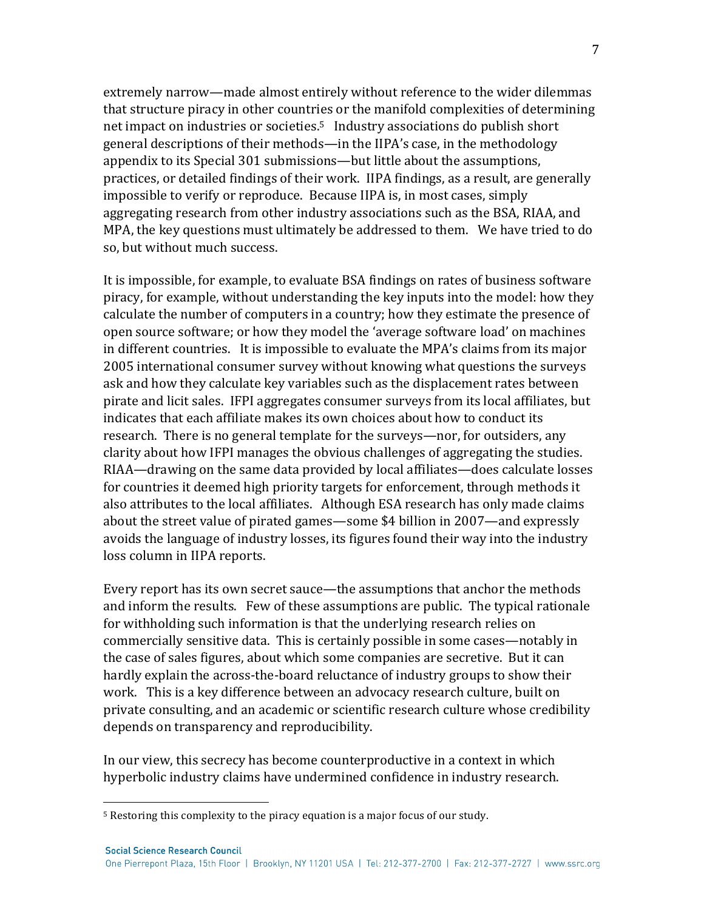extremely narrow—made almost entirely without reference to the wider dilemmas that structure piracy in other countries or the manifold complexities of determining net impact on industries or societies.[5] Industry associations do publish short general descriptions of their methods—in the IIPA's case, in the methodology appendix to its Special 301 submissions—but little about the assumptions, practices, or detailed findings of their work. IIPA findings, as a result, are generally impossible to verify or reproduce. Because IIPA is, in most cases, simply aggregating research from other industry associations such as the BSA, RIAA, and MPA, the key questions must ultimately be addressed to them. We have tried to do so, but without much success.

It is impossible, for example, to evaluate BSA findings on rates of business software piracy, for example, without understanding the key inputs into the model: how they calculate the number of computers in a country; how they estimate the presence of open source software; or how they model the 'average software load' on machines in different countries. It is impossible to evaluate the MPA's claims from its major 2005 international consumer survey without knowing what questions the surveys ask and how they calculate key variables such as the displacement rates between pirate and licit sales. IFPI aggregates consumer surveys from its local affiliates, but indicates that each affiliate makes its own choices about how to conduct its research. There is no general template for the surveys—nor, for outsiders, any clarity about how IFPI manages the obvious challenges of aggregating the studies. RIAA—drawing on the same data provided by local affiliates—does calculate losses for countries it deemed high priority targets for enforcement, through methods it also attributes to the local affiliates. Although ESA research has only made claims about the street value of pirated games—some $4 billion in 2007—and expressly avoids the language of industry losses, its figures found their way into the industry loss column in IIPA reports.

Every report has its own secret sauce—the assumptions that anchor the methods and inform the results. Few of these assumptions are public. The typical rationale for withholding such information is that the underlying research relies on commercially sensitive data. This is certainly possible in some cases—notably in the case of sales figures, about which some companies are secretive. But it can hardly explain the across-the-board reluctance of industry groups to show their work. This is a key difference between an advocacy research culture, built on private consulting, and an academic or scientific research culture whose credibility depends on transparency and reproducibility.

In our view, this secrecy has become counterproductive in a context in which hyperbolic industry claims have undermined confidence in industry research.

[5] Restoring this complexity to the piracy equation is a major focus of our study.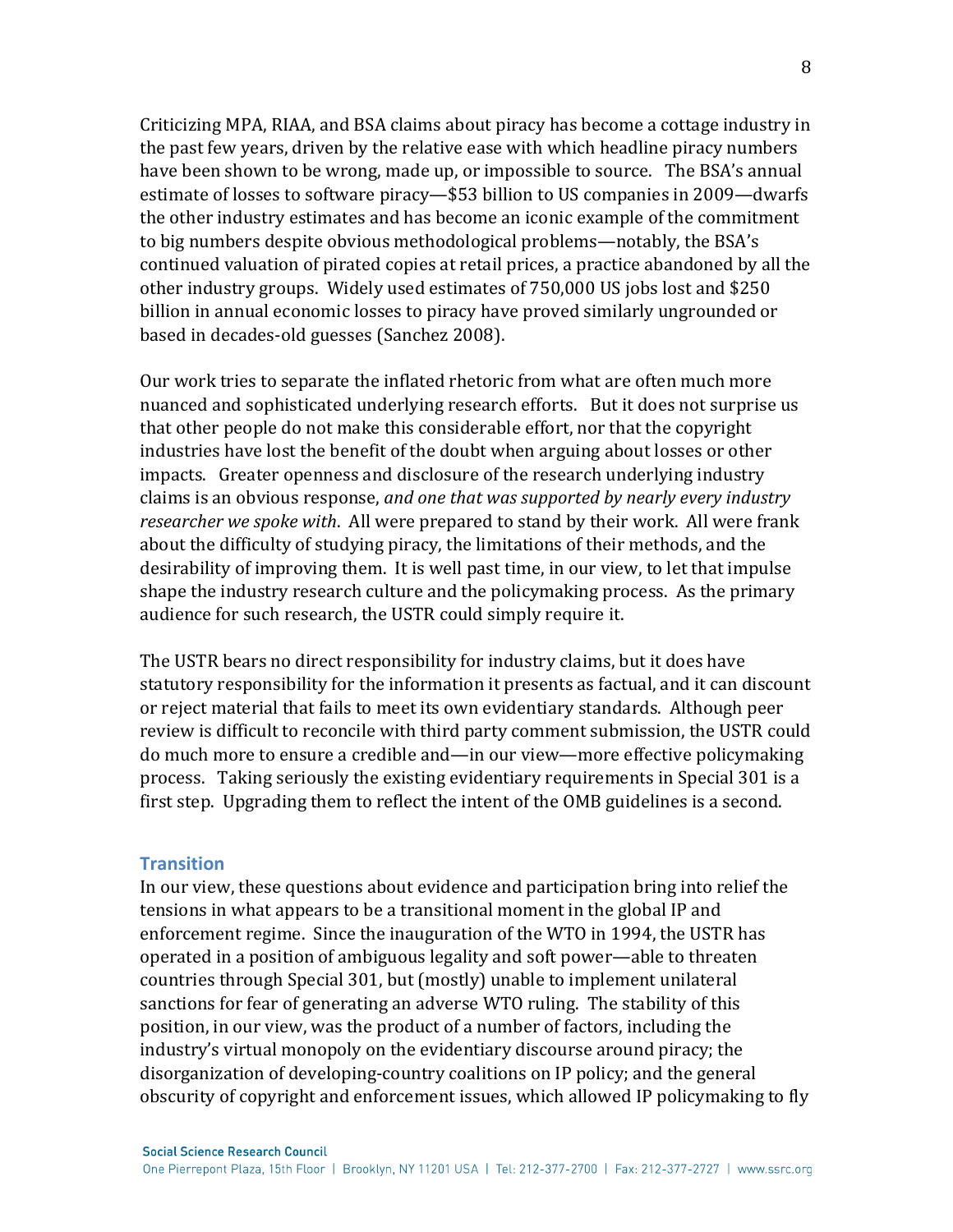Criticizing MPA, RIAA, and BSA claims about piracy has become a cottage industry in the past few years, driven by the relative ease with which headline piracy numbers have been shown to be wrong, made up, or impossible to source. The BSA's annual estimate of losses to software piracy—$53 billion to US companies in 2009—dwarfs the other industry estimates and has become an iconic example of the commitment to big numbers despite obvious methodological problems—notably, the BSA's continued valuation of pirated copies at retail prices, a practice abandoned by all the other industry groups. Widely used estimates of 750,000 US jobs lost and $250 billion in annual economic losses to piracy have proved similarly ungrounded or based in decades-old guesses (Sanchez 2008).

Our work tries to separate the inflated rhetoric from what are often much more nuanced and sophisticated underlying research efforts. But it does not surprise us that other people do not make this considerable effort, nor that the copyright industries have lost the benefit of the doubt when arguing about losses or other impacts. Greater openness and disclosure of the research underlying industry claims is an obvious response, *and one that was supported by nearly every industry researcher we spoke with*. All were prepared to stand by their work. All were frank about the difficulty of studying piracy, the limitations of their methods, and the desirability of improving them. It is well past time, in our view, to let that impulse shape the industry research culture and the policymaking process. As the primary audience for such research, the USTR could simply require it.

The USTR bears no direct responsibility for industry claims, but it does have statutory responsibility for the information it presents as factual, and it can discount or reject material that fails to meet its own evidentiary standards. Although peer review is difficult to reconcile with third party comment submission, the USTR could do much more to ensure a credible and—in our view—more effective policymaking process. Taking seriously the existing evidentiary requirements in Special 301 is a first step. Upgrading them to reflect the intent of the OMB guidelines is a second.

### Transition

In our view, these questions about evidence and participation bring into relief the tensions in what appears to be a transitional moment in the global IP and enforcement regime. Since the inauguration of the WTO in 1994, the USTR has operated in a position of ambiguous legality and soft power—able to threaten countries through Special 301, but (mostly) unable to implement unilateral sanctions for fear of generating an adverse WTO ruling. The stability of this position, in our view, was the product of a number of factors, including the industry's virtual monopoly on the evidentiary discourse around piracy; the disorganization of developing-country coalitions on IP policy; and the general obscurity of copyright and enforcement issues, which allowed IP policymaking to fly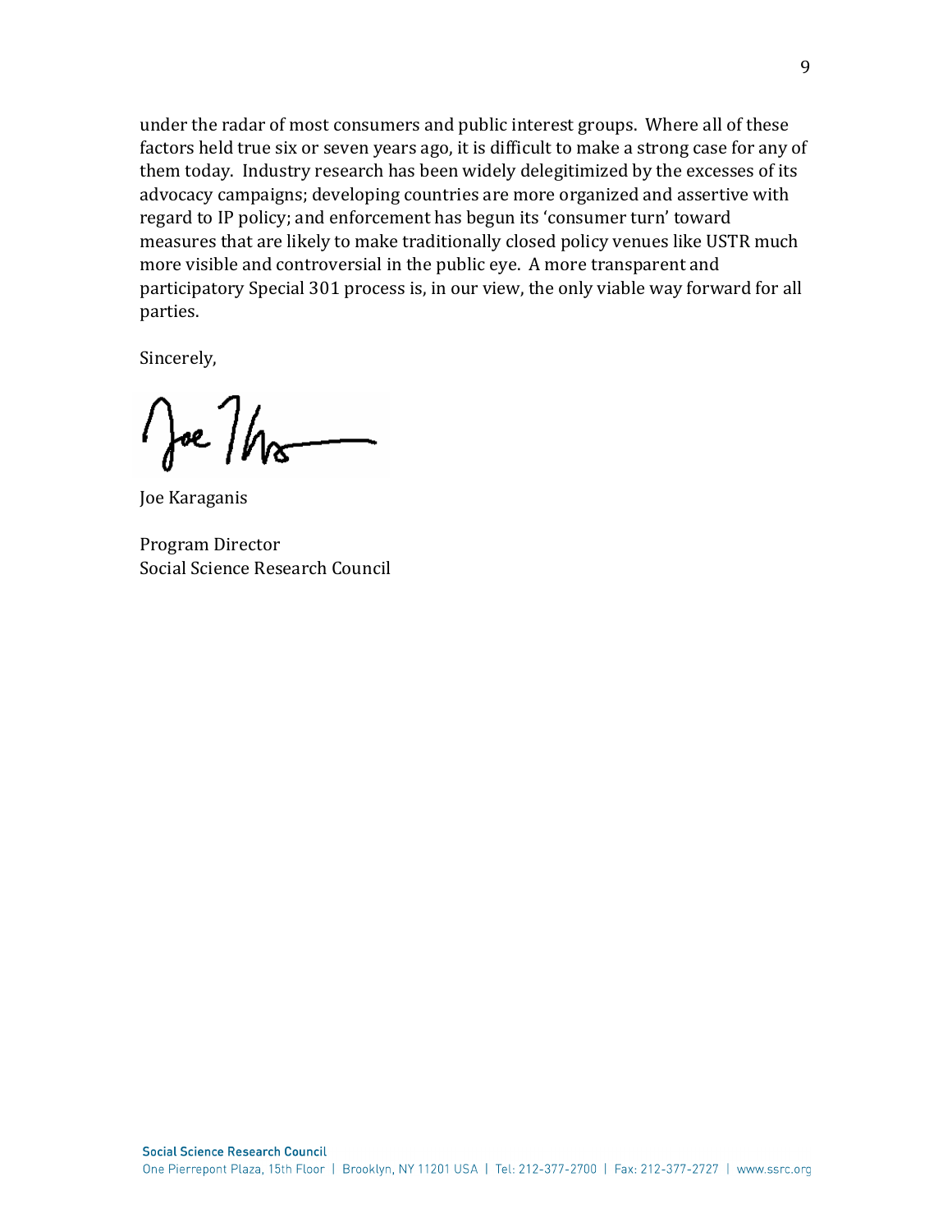under the radar of most consumers and public interest groups. Where all of these factors held true six or seven years ago, it is difficult to make a strong case for any of them today. Industry research has been widely delegitimized by the excesses of its advocacy campaigns; developing countries are more organized and assertive with regard to IP policy; and enforcement has begun its 'consumer turn' toward measures that are likely to make traditionally closed policy venues like USTR much more visible and controversial in the public eye. A more transparent and participatory Special 301 process is, in our view, the only viable way forward for all parties.

Sincerely,

Joe Karaganis

Program Director
Social Science Research Council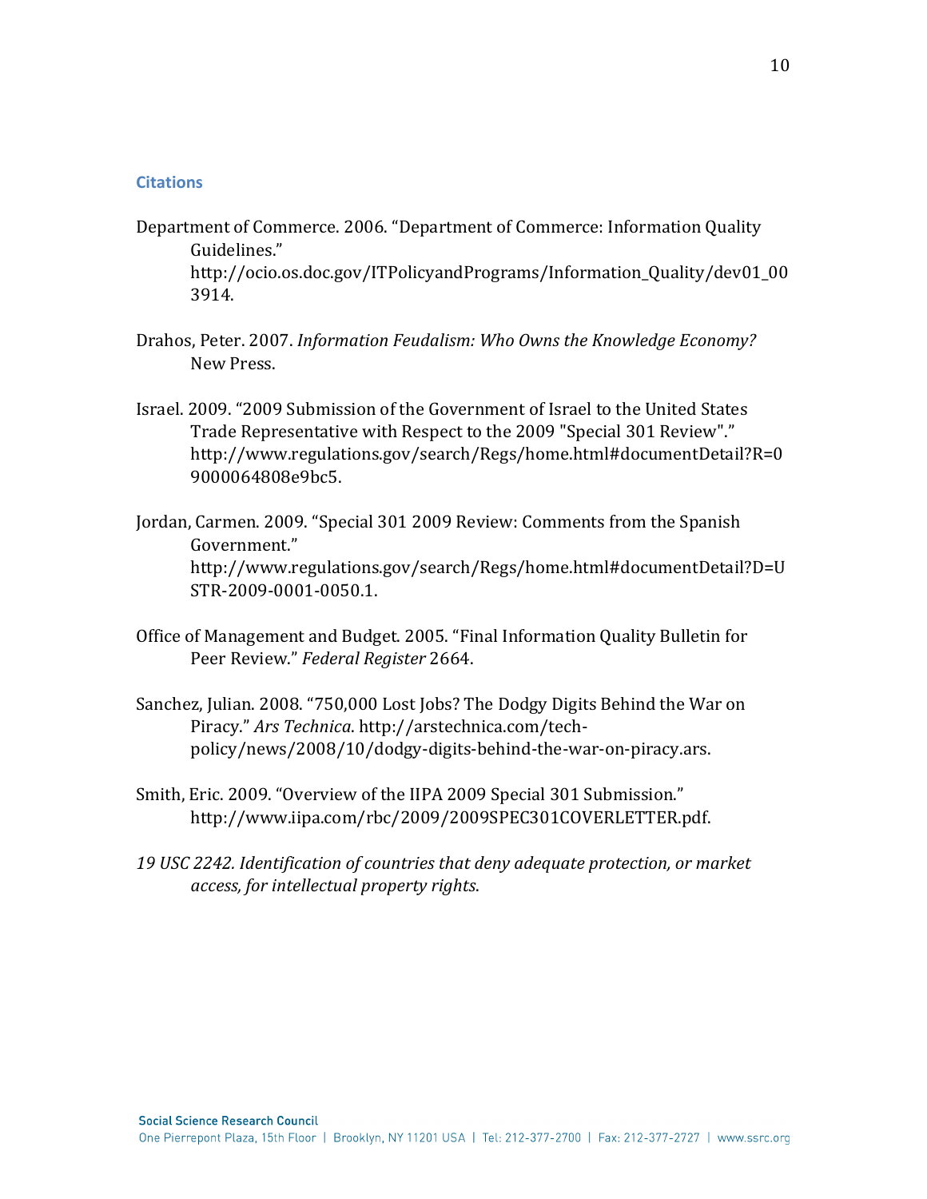## Citations

Department of Commerce. 2006. "Department of Commerce: Information Quality Guidelines." http://ocio.os.doc.gov/ITPolicyandPrograms/Information_Quality/dev01_003914.

Drahos, Peter. 2007. *Information Feudalism: Who Owns the Knowledge Economy?* New Press.

Israel. 2009. "2009 Submission of the Government of Israel to the United States Trade Representative with Respect to the 2009 "Special 301 Review"." http://www.regulations.gov/search/Regs/home.html#documentDetail?R=09000064808e9bc5.

Jordan, Carmen. 2009. "Special 301 2009 Review: Comments from the Spanish Government." http://www.regulations.gov/search/Regs/home.html#documentDetail?D=USTR-2009-0001-0050.1.

Office of Management and Budget. 2005. "Final Information Quality Bulletin for Peer Review." *Federal Register* 2664.

Sanchez, Julian. 2008. "750,000 Lost Jobs? The Dodgy Digits Behind the War on Piracy." *Ars Technica*. http://arstechnica.com/tech-policy/news/2008/10/dodgy-digits-behind-the-war-on-piracy.ars.

Smith, Eric. 2009. "Overview of the IIPA 2009 Special 301 Submission." http://www.iipa.com/rbc/2009/2009SPEC301COVERLETTER.pdf.

*19 USC 2242. Identification of countries that deny adequate protection, or market access, for intellectual property rights*.